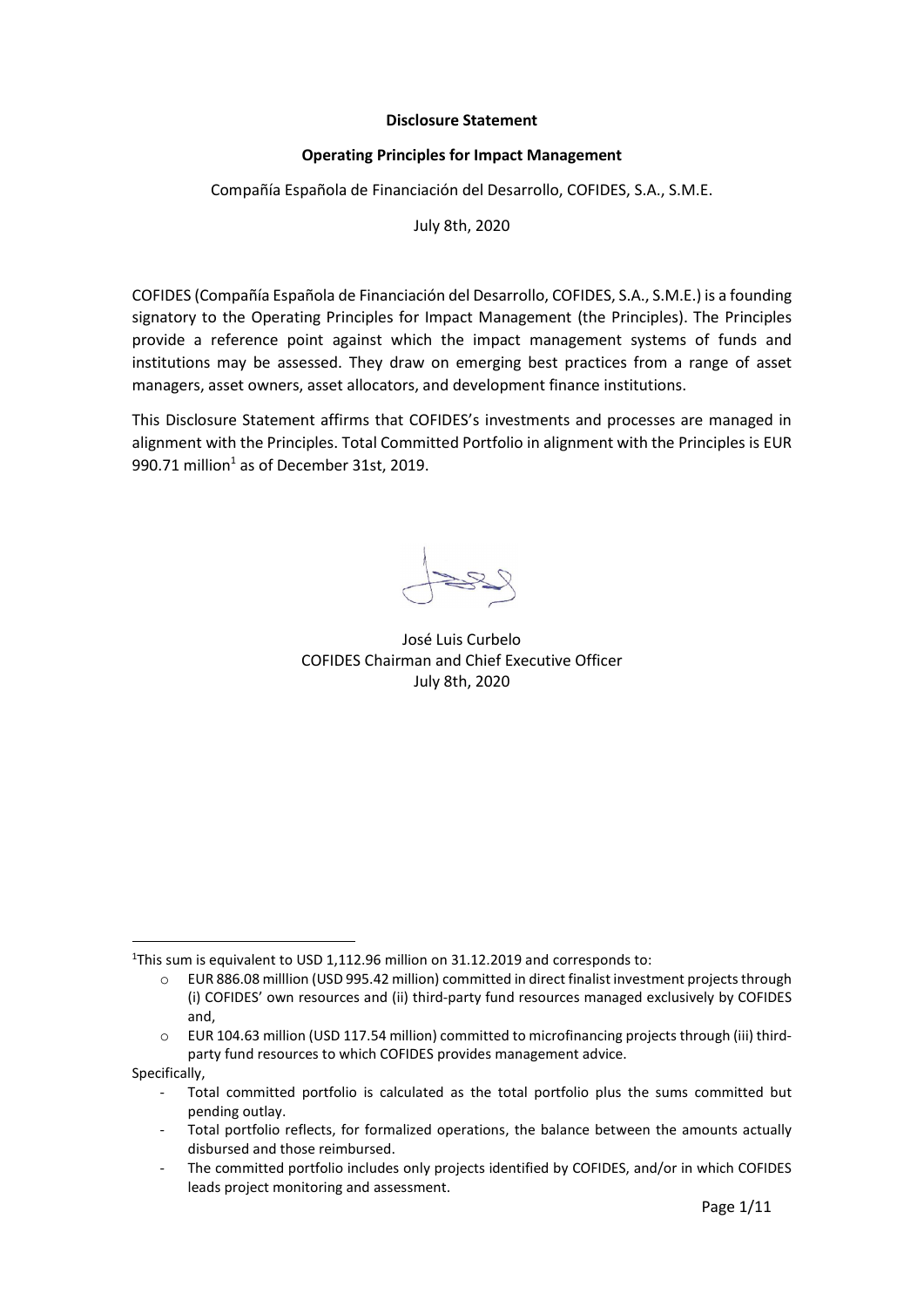**Disclosure Statement**

**Operating Principles for Impact Management**

Compañía Española de Financiación del Desarrollo, COFIDES, S.A., S.M.E.

July 8th, 2020

COFIDES (Compañía Española de Financiación del Desarrollo, COFIDES, S.A., S.M.E.) is a founding signatory to the Operating Principles for Impact Management (the Principles). The Principles provide a reference point against which the impact management systems of funds and institutions may be assessed. They draw on emerging best practices from a range of asset managers, asset owners, asset allocators, and development finance institutions.

This Disclosure Statement affirms that COFIDES's investments and processes are managed in alignment with the Principles. Total Committed Portfolio in alignment with the Principles is EUR 990.71 million[1] as of December 31st, 2019.

José Luis Curbelo
COFIDES Chairman and Chief Executive Officer
July 8th, 2020

---

[1] This sum is equivalent to USD 1,112.96 million on 31.12.2019 and corresponds to:

- EUR 886.08 milllion (USD 995.42 million) committed in direct finalist investment projects through (i) COFIDES' own resources and (ii) third-party fund resources managed exclusively by COFIDES and,
- EUR 104.63 million (USD 117.54 million) committed to microfinancing projects through (iii) third-party fund resources to which COFIDES provides management advice.

Specifically,

- Total committed portfolio is calculated as the total portfolio plus the sums committed but pending outlay.
- Total portfolio reflects, for formalized operations, the balance between the amounts actually disbursed and those reimbursed.
- The committed portfolio includes only projects identified by COFIDES, and/or in which COFIDES leads project monitoring and assessment.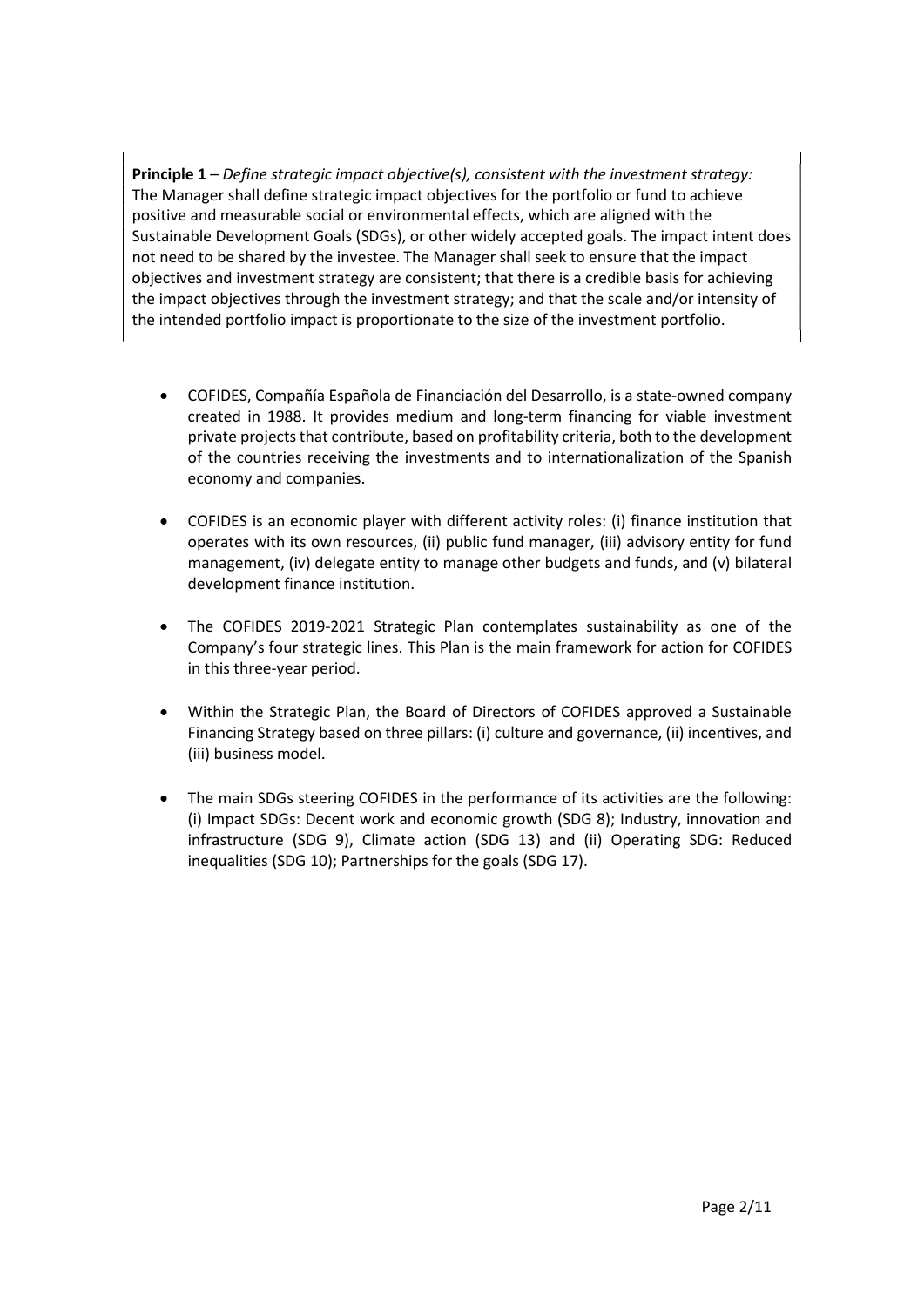**Principle 1** – *Define strategic impact objective(s), consistent with the investment strategy:* The Manager shall define strategic impact objectives for the portfolio or fund to achieve positive and measurable social or environmental effects, which are aligned with the Sustainable Development Goals (SDGs), or other widely accepted goals. The impact intent does not need to be shared by the investee. The Manager shall seek to ensure that the impact objectives and investment strategy are consistent; that there is a credible basis for achieving the impact objectives through the investment strategy; and that the scale and/or intensity of the intended portfolio impact is proportionate to the size of the investment portfolio.

- COFIDES, Compañía Española de Financiación del Desarrollo, is a state-owned company created in 1988. It provides medium and long-term financing for viable investment private projects that contribute, based on profitability criteria, both to the development of the countries receiving the investments and to internationalization of the Spanish economy and companies.
- COFIDES is an economic player with different activity roles: (i) finance institution that operates with its own resources, (ii) public fund manager, (iii) advisory entity for fund management, (iv) delegate entity to manage other budgets and funds, and (v) bilateral development finance institution.
- The COFIDES 2019-2021 Strategic Plan contemplates sustainability as one of the Company's four strategic lines. This Plan is the main framework for action for COFIDES in this three-year period.
- Within the Strategic Plan, the Board of Directors of COFIDES approved a Sustainable Financing Strategy based on three pillars: (i) culture and governance, (ii) incentives, and (iii) business model.
- The main SDGs steering COFIDES in the performance of its activities are the following: (i) Impact SDGs: Decent work and economic growth (SDG 8); Industry, innovation and infrastructure (SDG 9), Climate action (SDG 13) and (ii) Operating SDG: Reduced inequalities (SDG 10); Partnerships for the goals (SDG 17).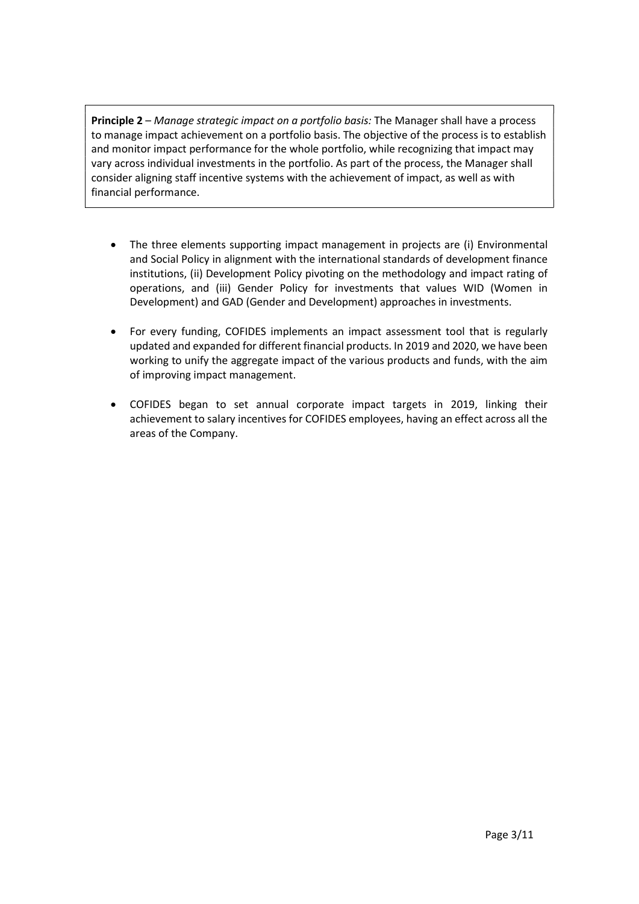**Principle 2** – *Manage strategic impact on a portfolio basis:* The Manager shall have a process to manage impact achievement on a portfolio basis. The objective of the process is to establish and monitor impact performance for the whole portfolio, while recognizing that impact may vary across individual investments in the portfolio. As part of the process, the Manager shall consider aligning staff incentive systems with the achievement of impact, as well as with financial performance.

- The three elements supporting impact management in projects are (i) Environmental and Social Policy in alignment with the international standards of development finance institutions, (ii) Development Policy pivoting on the methodology and impact rating of operations, and (iii) Gender Policy for investments that values WID (Women in Development) and GAD (Gender and Development) approaches in investments.

- For every funding, COFIDES implements an impact assessment tool that is regularly updated and expanded for different financial products. In 2019 and 2020, we have been working to unify the aggregate impact of the various products and funds, with the aim of improving impact management.

- COFIDES began to set annual corporate impact targets in 2019, linking their achievement to salary incentives for COFIDES employees, having an effect across all the areas of the Company.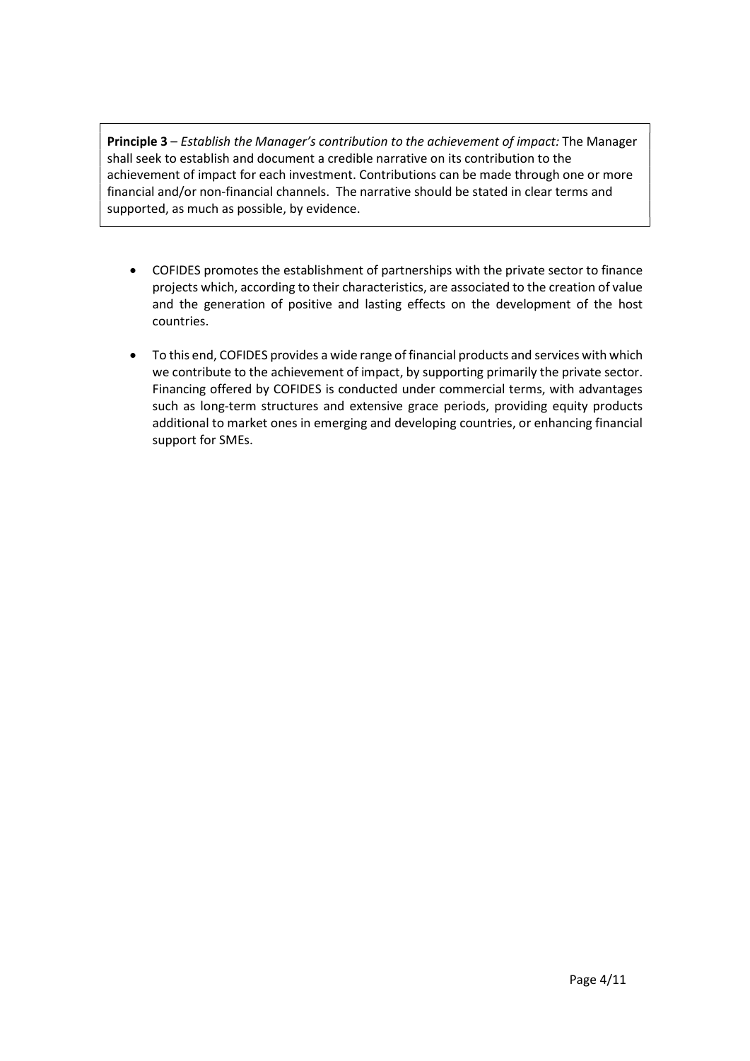**Principle 3** – *Establish the Manager's contribution to the achievement of impact:* The Manager shall seek to establish and document a credible narrative on its contribution to the achievement of impact for each investment. Contributions can be made through one or more financial and/or non-financial channels. The narrative should be stated in clear terms and supported, as much as possible, by evidence.

- COFIDES promotes the establishment of partnerships with the private sector to finance projects which, according to their characteristics, are associated to the creation of value and the generation of positive and lasting effects on the development of the host countries.

- To this end, COFIDES provides a wide range of financial products and services with which we contribute to the achievement of impact, by supporting primarily the private sector. Financing offered by COFIDES is conducted under commercial terms, with advantages such as long-term structures and extensive grace periods, providing equity products additional to market ones in emerging and developing countries, or enhancing financial support for SMEs.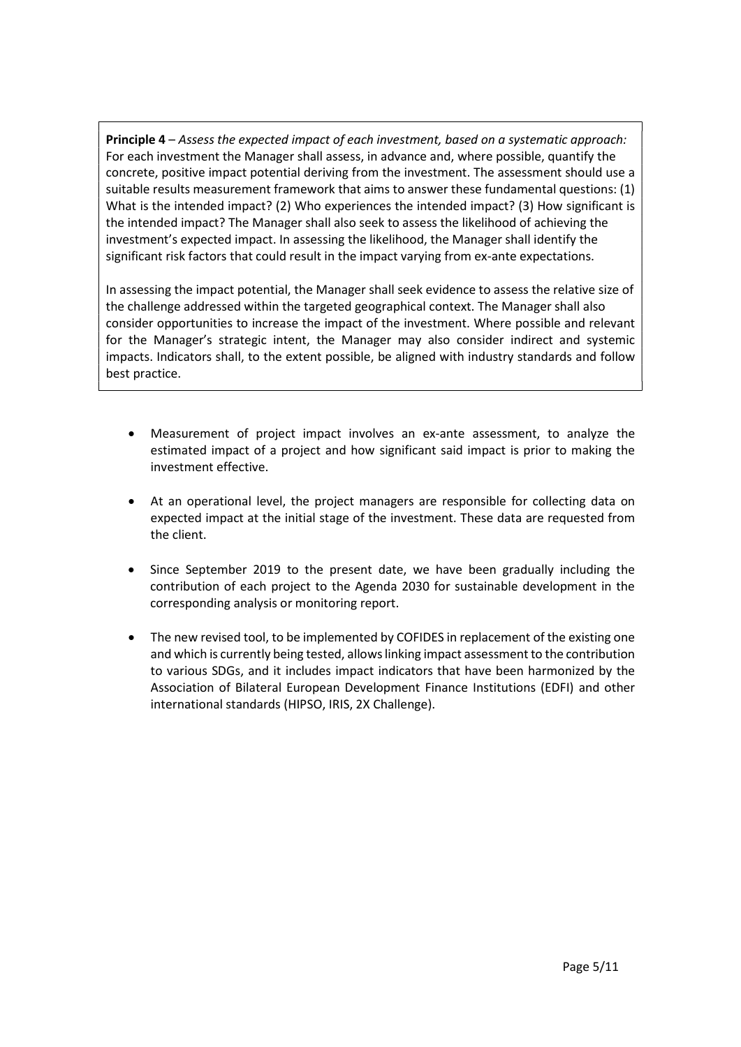**Principle 4** – *Assess the expected impact of each investment, based on a systematic approach:* For each investment the Manager shall assess, in advance and, where possible, quantify the concrete, positive impact potential deriving from the investment. The assessment should use a suitable results measurement framework that aims to answer these fundamental questions: (1) What is the intended impact? (2) Who experiences the intended impact? (3) How significant is the intended impact? The Manager shall also seek to assess the likelihood of achieving the investment's expected impact. In assessing the likelihood, the Manager shall identify the significant risk factors that could result in the impact varying from ex-ante expectations.

In assessing the impact potential, the Manager shall seek evidence to assess the relative size of the challenge addressed within the targeted geographical context. The Manager shall also consider opportunities to increase the impact of the investment. Where possible and relevant for the Manager's strategic intent, the Manager may also consider indirect and systemic impacts. Indicators shall, to the extent possible, be aligned with industry standards and follow best practice.

- Measurement of project impact involves an ex-ante assessment, to analyze the estimated impact of a project and how significant said impact is prior to making the investment effective.
- At an operational level, the project managers are responsible for collecting data on expected impact at the initial stage of the investment. These data are requested from the client.
- Since September 2019 to the present date, we have been gradually including the contribution of each project to the Agenda 2030 for sustainable development in the corresponding analysis or monitoring report.
- The new revised tool, to be implemented by COFIDES in replacement of the existing one and which is currently being tested, allows linking impact assessment to the contribution to various SDGs, and it includes impact indicators that have been harmonized by the Association of Bilateral European Development Finance Institutions (EDFI) and other international standards (HIPSO, IRIS, 2X Challenge).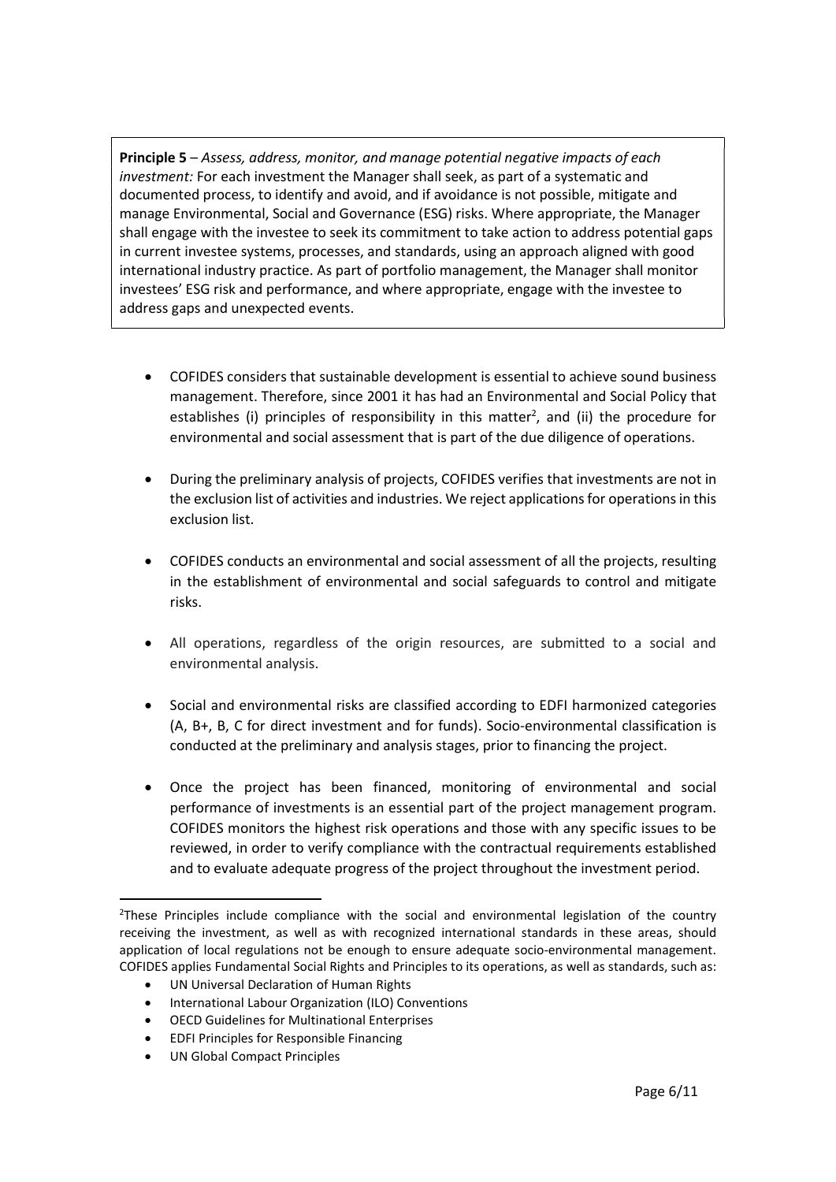**Principle 5** – *Assess, address, monitor, and manage potential negative impacts of each investment:* For each investment the Manager shall seek, as part of a systematic and documented process, to identify and avoid, and if avoidance is not possible, mitigate and manage Environmental, Social and Governance (ESG) risks. Where appropriate, the Manager shall engage with the investee to seek its commitment to take action to address potential gaps in current investee systems, processes, and standards, using an approach aligned with good international industry practice. As part of portfolio management, the Manager shall monitor investees' ESG risk and performance, and where appropriate, engage with the investee to address gaps and unexpected events.

- COFIDES considers that sustainable development is essential to achieve sound business management. Therefore, since 2001 it has had an Environmental and Social Policy that establishes (i) principles of responsibility in this matter[2], and (ii) the procedure for environmental and social assessment that is part of the due diligence of operations.

- During the preliminary analysis of projects, COFIDES verifies that investments are not in the exclusion list of activities and industries. We reject applications for operations in this exclusion list.

- COFIDES conducts an environmental and social assessment of all the projects, resulting in the establishment of environmental and social safeguards to control and mitigate risks.

- All operations, regardless of the origin resources, are submitted to a social and environmental analysis.

- Social and environmental risks are classified according to EDFI harmonized categories (A, B+, B, C for direct investment and for funds). Socio-environmental classification is conducted at the preliminary and analysis stages, prior to financing the project.

- Once the project has been financed, monitoring of environmental and social performance of investments is an essential part of the project management program. COFIDES monitors the highest risk operations and those with any specific issues to be reviewed, in order to verify compliance with the contractual requirements established and to evaluate adequate progress of the project throughout the investment period.

---

[2] These Principles include compliance with the social and environmental legislation of the country receiving the investment, as well as with recognized international standards in these areas, should application of local regulations not be enough to ensure adequate socio-environmental management. COFIDES applies Fundamental Social Rights and Principles to its operations, as well as standards, such as:

- UN Universal Declaration of Human Rights
- International Labour Organization (ILO) Conventions
- OECD Guidelines for Multinational Enterprises
- EDFI Principles for Responsible Financing
- UN Global Compact Principles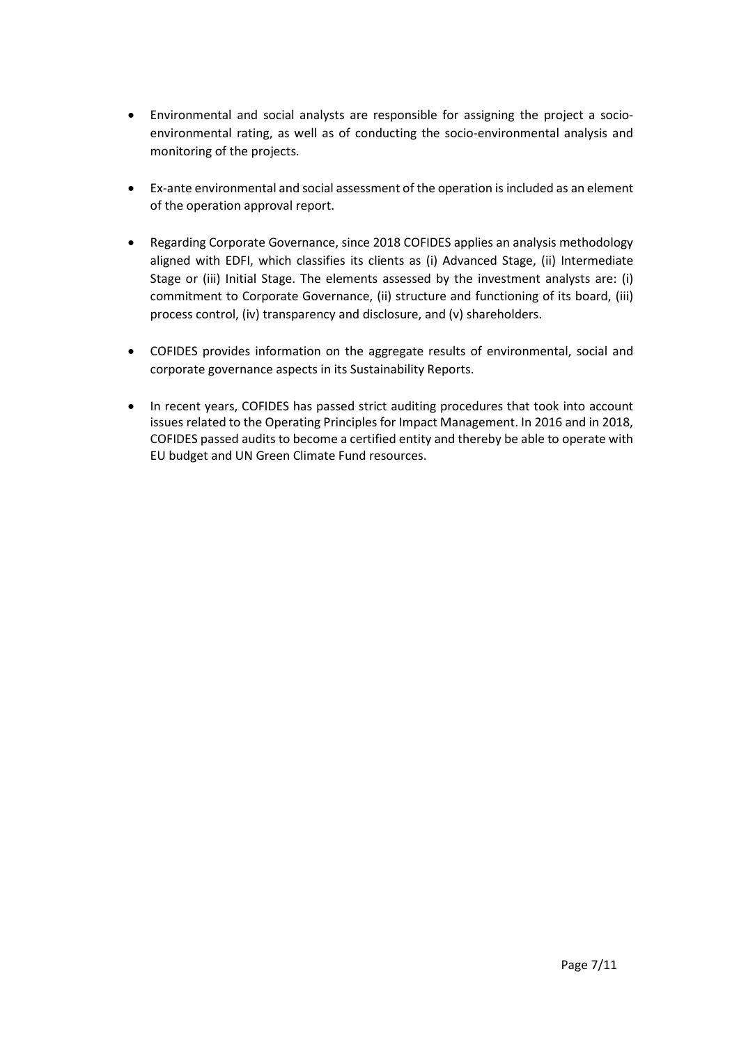- Environmental and social analysts are responsible for assigning the project a socio-environmental rating, as well as of conducting the socio-environmental analysis and monitoring of the projects.

- Ex-ante environmental and social assessment of the operation is included as an element of the operation approval report.

- Regarding Corporate Governance, since 2018 COFIDES applies an analysis methodology aligned with EDFI, which classifies its clients as (i) Advanced Stage, (ii) Intermediate Stage or (iii) Initial Stage. The elements assessed by the investment analysts are: (i) commitment to Corporate Governance, (ii) structure and functioning of its board, (iii) process control, (iv) transparency and disclosure, and (v) shareholders.

- COFIDES provides information on the aggregate results of environmental, social and corporate governance aspects in its Sustainability Reports.

- In recent years, COFIDES has passed strict auditing procedures that took into account issues related to the Operating Principles for Impact Management. In 2016 and in 2018, COFIDES passed audits to become a certified entity and thereby be able to operate with EU budget and UN Green Climate Fund resources.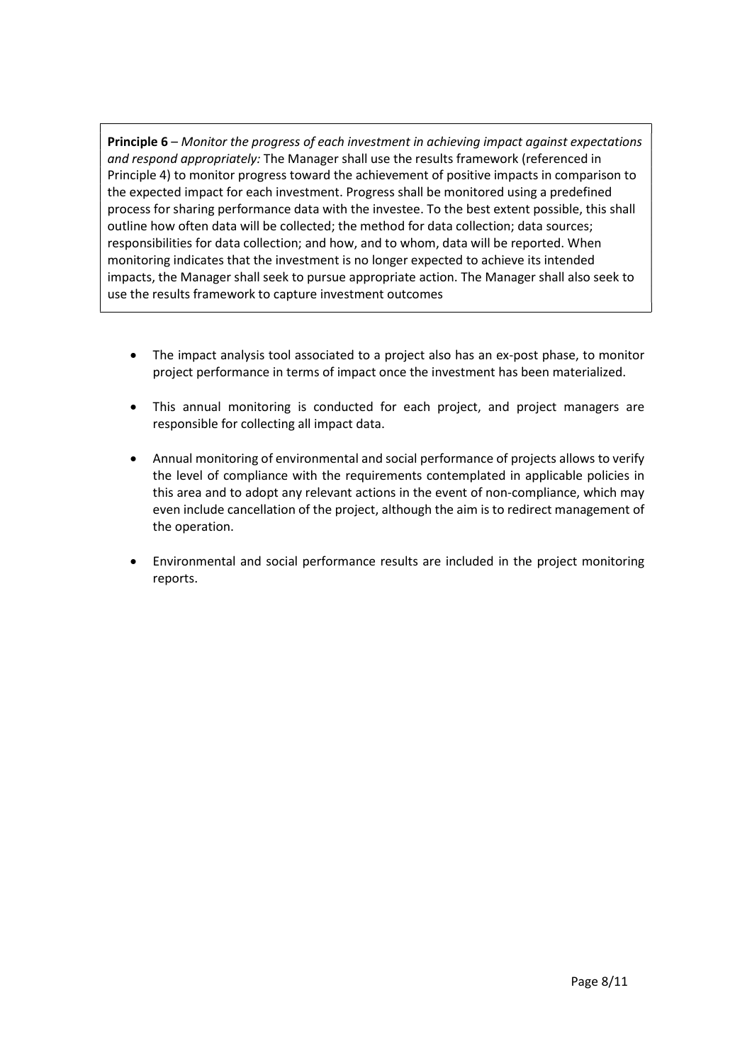**Principle 6** – *Monitor the progress of each investment in achieving impact against expectations and respond appropriately:* The Manager shall use the results framework (referenced in Principle 4) to monitor progress toward the achievement of positive impacts in comparison to the expected impact for each investment. Progress shall be monitored using a predefined process for sharing performance data with the investee. To the best extent possible, this shall outline how often data will be collected; the method for data collection; data sources; responsibilities for data collection; and how, and to whom, data will be reported. When monitoring indicates that the investment is no longer expected to achieve its intended impacts, the Manager shall seek to pursue appropriate action. The Manager shall also seek to use the results framework to capture investment outcomes

- The impact analysis tool associated to a project also has an ex-post phase, to monitor project performance in terms of impact once the investment has been materialized.

- This annual monitoring is conducted for each project, and project managers are responsible for collecting all impact data.

- Annual monitoring of environmental and social performance of projects allows to verify the level of compliance with the requirements contemplated in applicable policies in this area and to adopt any relevant actions in the event of non-compliance, which may even include cancellation of the project, although the aim is to redirect management of the operation.

- Environmental and social performance results are included in the project monitoring reports.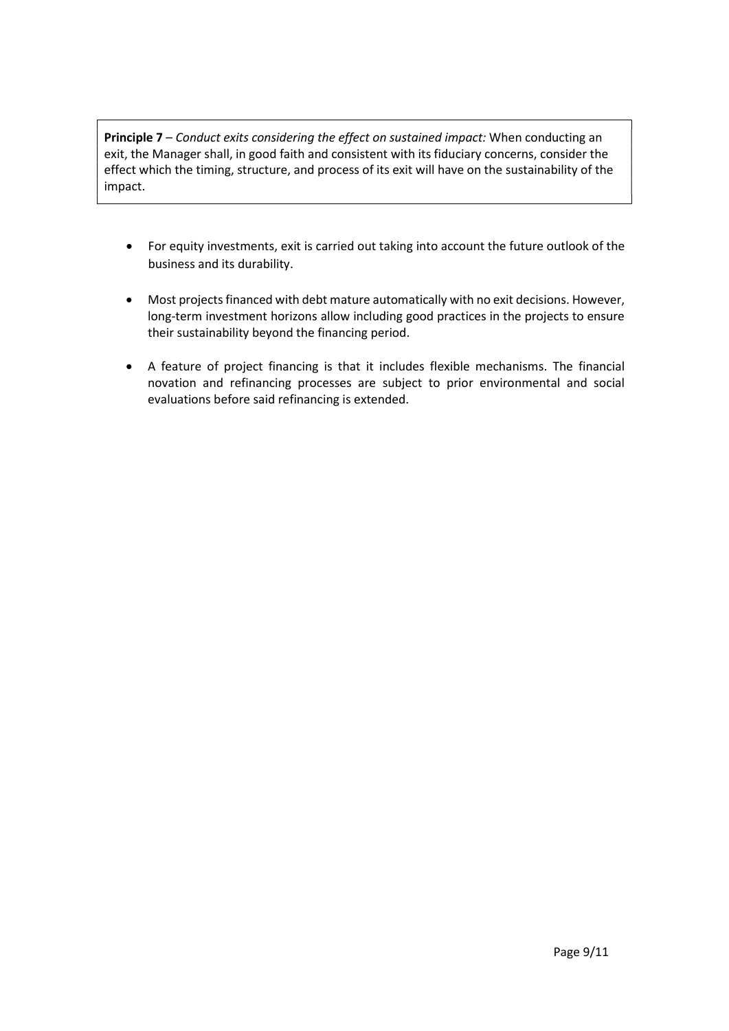**Principle 7** – *Conduct exits considering the effect on sustained impact:* When conducting an exit, the Manager shall, in good faith and consistent with its fiduciary concerns, consider the effect which the timing, structure, and process of its exit will have on the sustainability of the impact.

- For equity investments, exit is carried out taking into account the future outlook of the business and its durability.
- Most projects financed with debt mature automatically with no exit decisions. However, long-term investment horizons allow including good practices in the projects to ensure their sustainability beyond the financing period.
- A feature of project financing is that it includes flexible mechanisms. The financial novation and refinancing processes are subject to prior environmental and social evaluations before said refinancing is extended.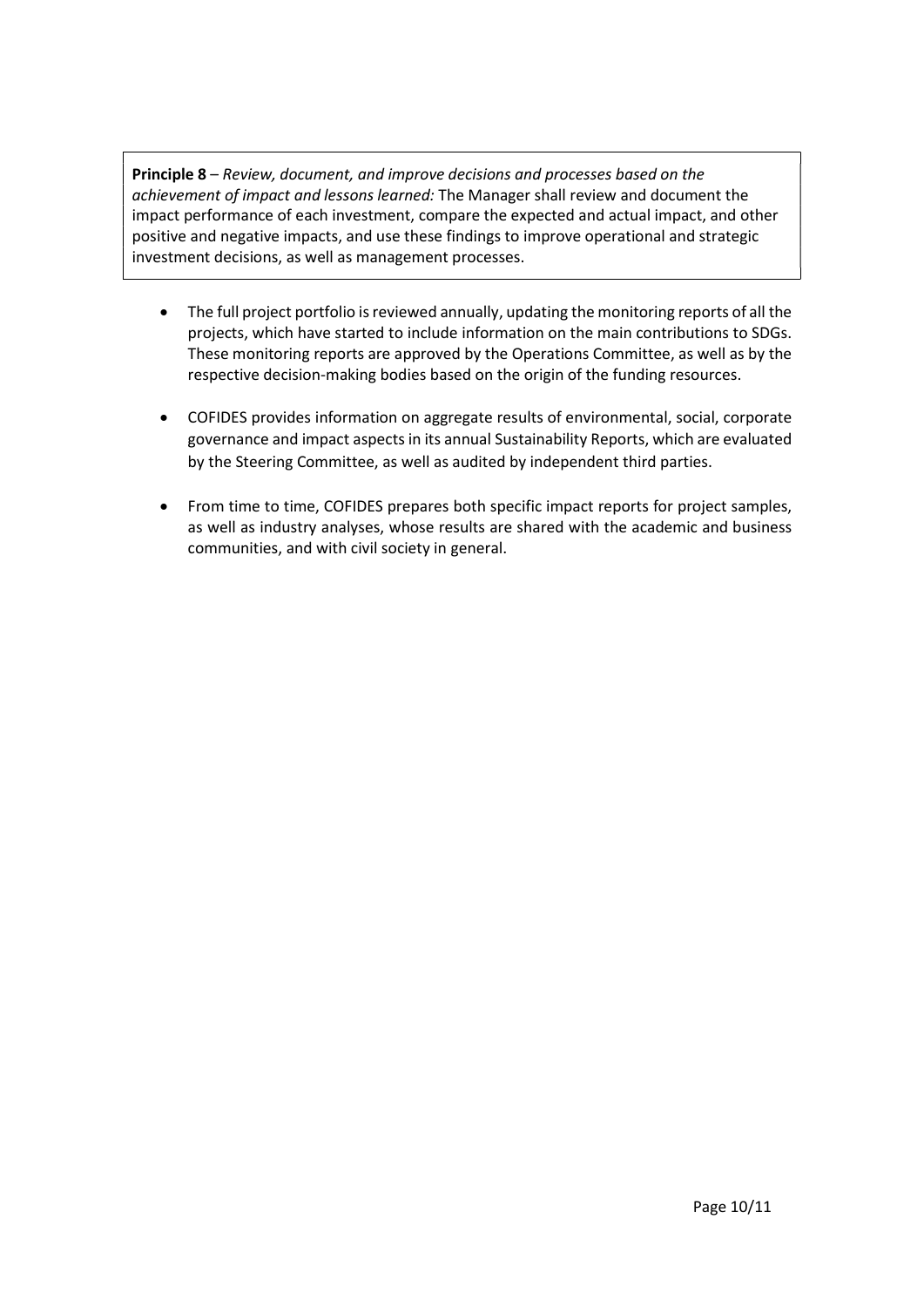**Principle 8** – *Review, document, and improve decisions and processes based on the achievement of impact and lessons learned:* The Manager shall review and document the impact performance of each investment, compare the expected and actual impact, and other positive and negative impacts, and use these findings to improve operational and strategic investment decisions, as well as management processes.

- The full project portfolio is reviewed annually, updating the monitoring reports of all the projects, which have started to include information on the main contributions to SDGs. These monitoring reports are approved by the Operations Committee, as well as by the respective decision-making bodies based on the origin of the funding resources.
- COFIDES provides information on aggregate results of environmental, social, corporate governance and impact aspects in its annual Sustainability Reports, which are evaluated by the Steering Committee, as well as audited by independent third parties.
- From time to time, COFIDES prepares both specific impact reports for project samples, as well as industry analyses, whose results are shared with the academic and business communities, and with civil society in general.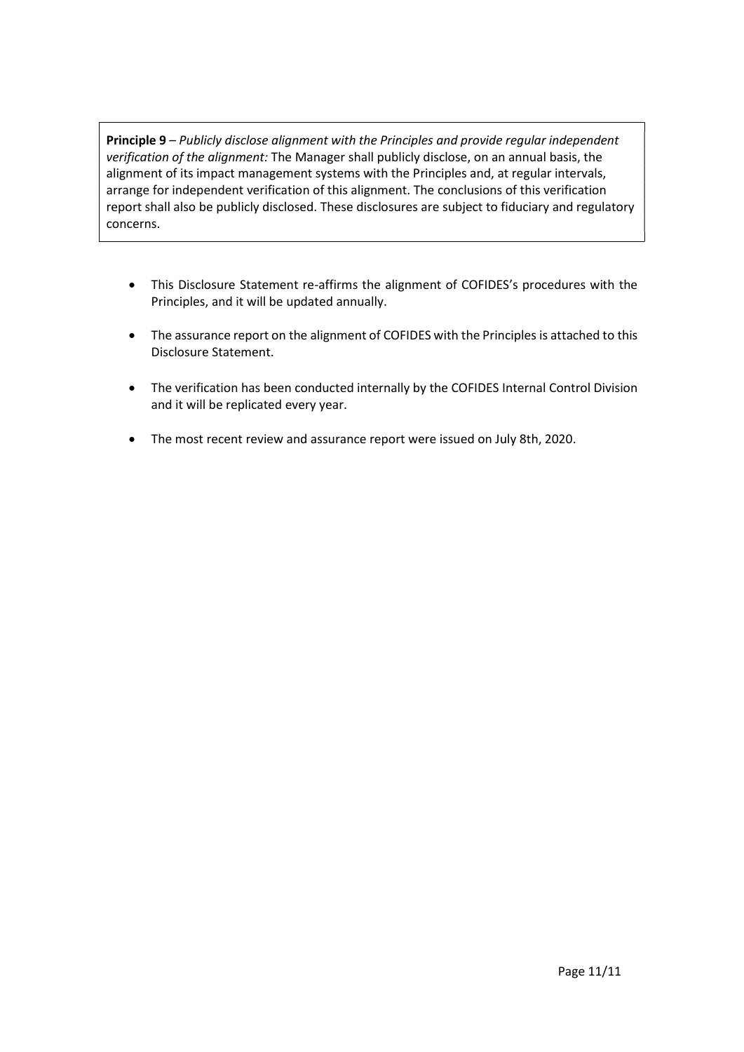**Principle 9** – *Publicly disclose alignment with the Principles and provide regular independent verification of the alignment:* The Manager shall publicly disclose, on an annual basis, the alignment of its impact management systems with the Principles and, at regular intervals, arrange for independent verification of this alignment. The conclusions of this verification report shall also be publicly disclosed. These disclosures are subject to fiduciary and regulatory concerns.

- This Disclosure Statement re-affirms the alignment of COFIDES's procedures with the Principles, and it will be updated annually.
- The assurance report on the alignment of COFIDES with the Principles is attached to this Disclosure Statement.
- The verification has been conducted internally by the COFIDES Internal Control Division and it will be replicated every year.
- The most recent review and assurance report were issued on July 8th, 2020.